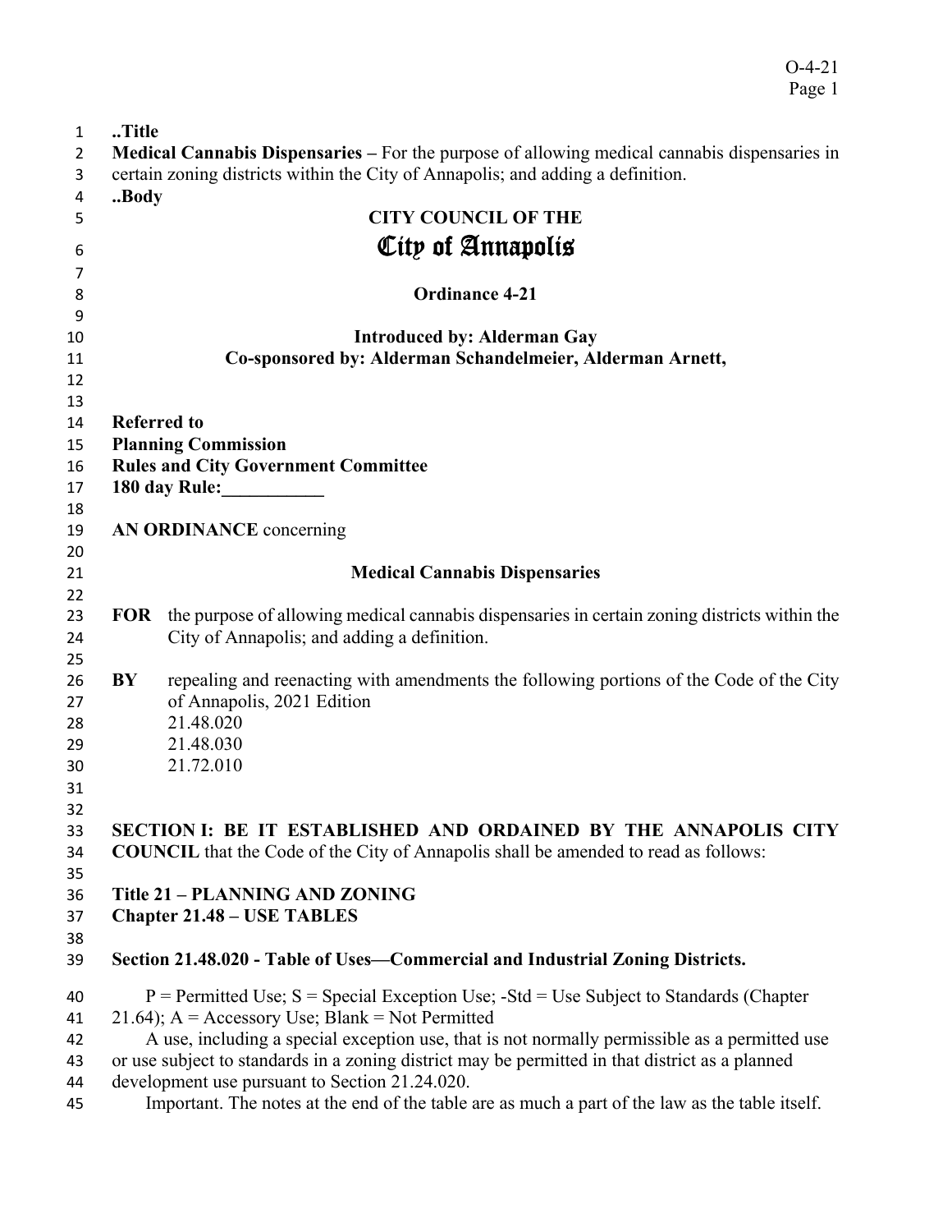..Title

**Medical Cannabis Dispensaries –** For the purpose of allowing medical cannabis dispensaries in certain zoning districts within the City of Annapolis; and adding a definition.

..Body

**CITY COUNCIL OF THE**

# City of Annapolis

**Ordinance 4-21**

**Introduced by: Alderman Gay**

**Co-sponsored by: Alderman Schandelmeier, Alderman Arnett,**

**Referred to**

**Planning Commission**

**Rules and City Government Committee**

**180 day Rule:___________**

**AN ORDINANCE** concerning

**Medical Cannabis Dispensaries**

**FOR** the purpose of allowing medical cannabis dispensaries in certain zoning districts within the City of Annapolis; and adding a definition.

**BY** repealing and reenacting with amendments the following portions of the Code of the City of Annapolis, 2021 Edition
21.48.020
21.48.030
21.72.010

**SECTION I: BE IT ESTABLISHED AND ORDAINED BY THE ANNAPOLIS CITY COUNCIL** that the Code of the City of Annapolis shall be amended to read as follows:

**Title 21 – PLANNING AND ZONING**

**Chapter 21.48 – USE TABLES**

**Section 21.48.020 - Table of Uses—Commercial and Industrial Zoning Districts.**

P = Permitted Use; S = Special Exception Use; -Std = Use Subject to Standards (Chapter 21.64); A = Accessory Use; Blank = Not Permitted

A use, including a special exception use, that is not normally permissible as a permitted use or use subject to standards in a zoning district may be permitted in that district as a planned development use pursuant to Section 21.24.020.

Important. The notes at the end of the table are as much a part of the law as the table itself.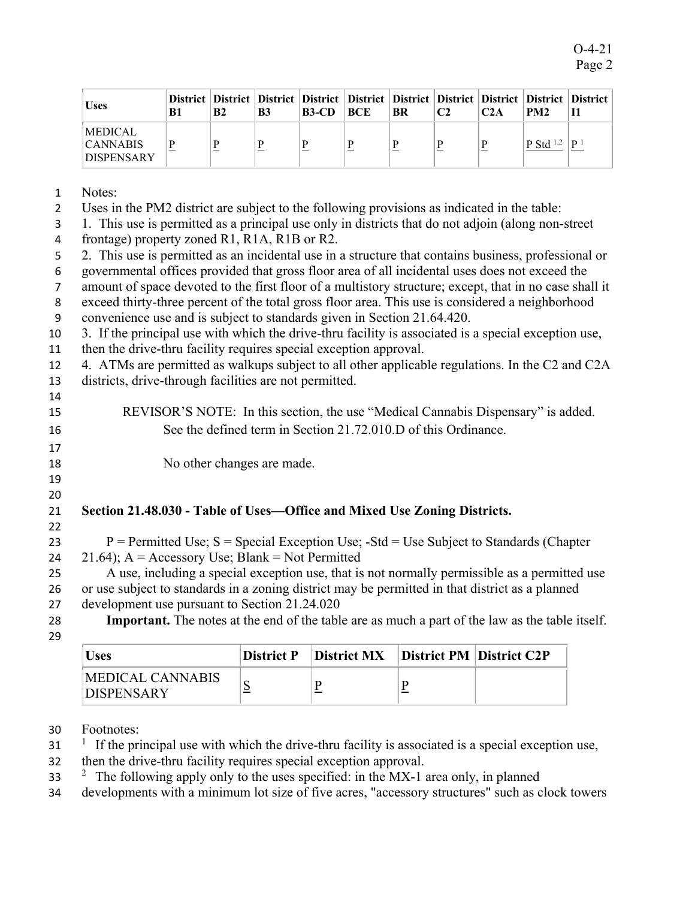| Uses | District B1 | District B2 | District B3 | District B3-CD | District BCE | District BR | District C2 | District C2A | District PM2 | District I1 |
|---|---|---|---|---|---|---|---|---|---|---|
| MEDICAL CANNABIS DISPENSARY | P | P | P | P | P | P | P | P | P Std [1,2] | P [1] |

Notes:

Uses in the PM2 district are subject to the following provisions as indicated in the table:

1. This use is permitted as a principal use only in districts that do not adjoin (along non-street frontage) property zoned R1, R1A, R1B or R2.
2. This use is permitted as an incidental use in a structure that contains business, professional or governmental offices provided that gross floor area of all incidental uses does not exceed the amount of space devoted to the first floor of a multistory structure; except, that in no case shall it exceed thirty-three percent of the total gross floor area. This use is considered a neighborhood convenience use and is subject to standards given in Section 21.64.420.
3. If the principal use with which the drive-thru facility is associated is a special exception use, then the drive-thru facility requires special exception approval.
4. ATMs are permitted as walkups subject to all other applicable regulations. In the C2 and C2A districts, drive-through facilities are not permitted.

REVISOR'S NOTE: In this section, the use "Medical Cannabis Dispensary" is added. See the defined term in Section 21.72.010.D of this Ordinance.

No other changes are made.

## Section 21.48.030 - Table of Uses—Office and Mixed Use Zoning Districts.

P = Permitted Use; S = Special Exception Use; -Std = Use Subject to Standards (Chapter 21.64); A = Accessory Use; Blank = Not Permitted

A use, including a special exception use, that is not normally permissible as a permitted use or use subject to standards in a zoning district may be permitted in that district as a planned development use pursuant to Section 21.24.020

**Important.** The notes at the end of the table are as much a part of the law as the table itself.

| Uses | District P | District MX | District PM | District C2P |
|---|---|---|---|---|
| MEDICAL CANNABIS DISPENSARY | S | P | P | |

Footnotes:

[1] If the principal use with which the drive-thru facility is associated is a special exception use, then the drive-thru facility requires special exception approval.

[2] The following apply only to the uses specified: in the MX-1 area only, in planned developments with a minimum lot size of five acres, "accessory structures" such as clock towers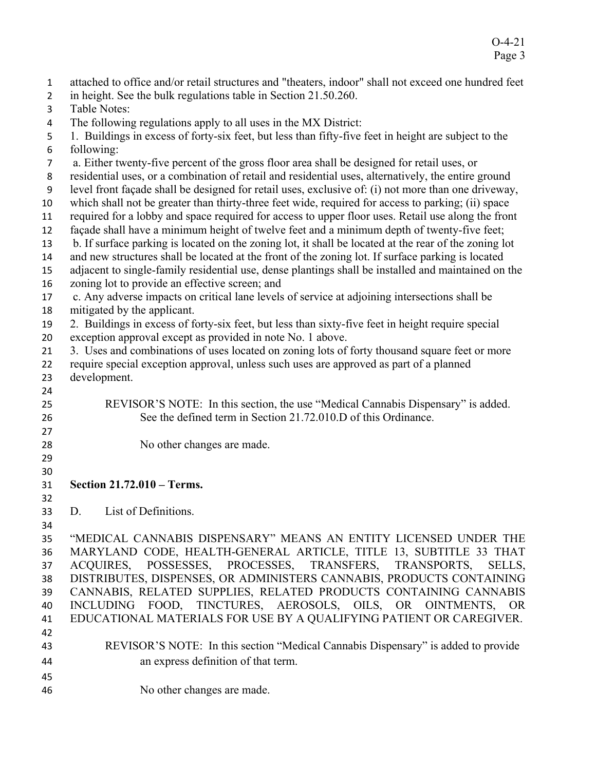attached to office and/or retail structures and "theaters, indoor" shall not exceed one hundred feet in height. See the bulk regulations table in Section 21.50.260.

Table Notes:

The following regulations apply to all uses in the MX District:

1. Buildings in excess of forty-six feet, but less than fifty-five feet in height are subject to the following:

a. Either twenty-five percent of the gross floor area shall be designed for retail uses, or residential uses, or a combination of retail and residential uses, alternatively, the entire ground level front façade shall be designed for retail uses, exclusive of: (i) not more than one driveway, which shall not be greater than thirty-three feet wide, required for access to parking; (ii) space required for a lobby and space required for access to upper floor uses. Retail use along the front façade shall have a minimum height of twelve feet and a minimum depth of twenty-five feet;

b. If surface parking is located on the zoning lot, it shall be located at the rear of the zoning lot and new structures shall be located at the front of the zoning lot. If surface parking is located adjacent to single-family residential use, dense plantings shall be installed and maintained on the zoning lot to provide an effective screen; and

c. Any adverse impacts on critical lane levels of service at adjoining intersections shall be mitigated by the applicant.

2. Buildings in excess of forty-six feet, but less than sixty-five feet in height require special exception approval except as provided in note No. 1 above.

3. Uses and combinations of uses located on zoning lots of forty thousand square feet or more require special exception approval, unless such uses are approved as part of a planned development.

REVISOR'S NOTE: In this section, the use "Medical Cannabis Dispensary" is added. See the defined term in Section 21.72.010.D of this Ordinance.

No other changes are made.

**Section 21.72.010 – Terms.**

D. List of Definitions.

"MEDICAL CANNABIS DISPENSARY" MEANS AN ENTITY LICENSED UNDER THE MARYLAND CODE, HEALTH-GENERAL ARTICLE, TITLE 13, SUBTITLE 33 THAT ACQUIRES, POSSESSES, PROCESSES, TRANSFERS, TRANSPORTS, SELLS, DISTRIBUTES, DISPENSES, OR ADMINISTERS CANNABIS, PRODUCTS CONTAINING CANNABIS, RELATED SUPPLIES, RELATED PRODUCTS CONTAINING CANNABIS INCLUDING FOOD, TINCTURES, AEROSOLS, OILS, OR OINTMENTS, OR EDUCATIONAL MATERIALS FOR USE BY A QUALIFYING PATIENT OR CAREGIVER.

REVISOR'S NOTE: In this section "Medical Cannabis Dispensary" is added to provide an express definition of that term.

No other changes are made.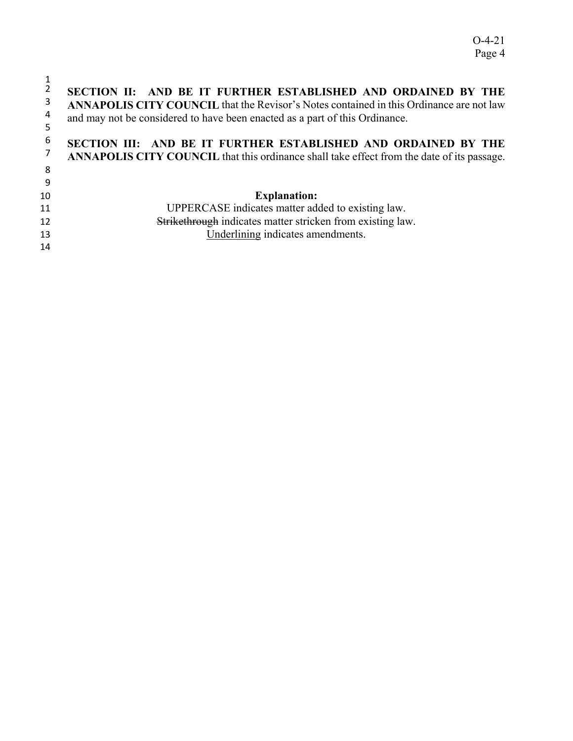**SECTION II: AND BE IT FURTHER ESTABLISHED AND ORDAINED BY THE ANNAPOLIS CITY COUNCIL** that the Revisor's Notes contained in this Ordinance are not law and may not be considered to have been enacted as a part of this Ordinance.

**SECTION III: AND BE IT FURTHER ESTABLISHED AND ORDAINED BY THE ANNAPOLIS CITY COUNCIL** that this ordinance shall take effect from the date of its passage.

**Explanation:**

UPPERCASE indicates matter added to existing law.

~~Strikethrough~~ indicates matter stricken from existing law.

<u>Underlining</u> indicates amendments.